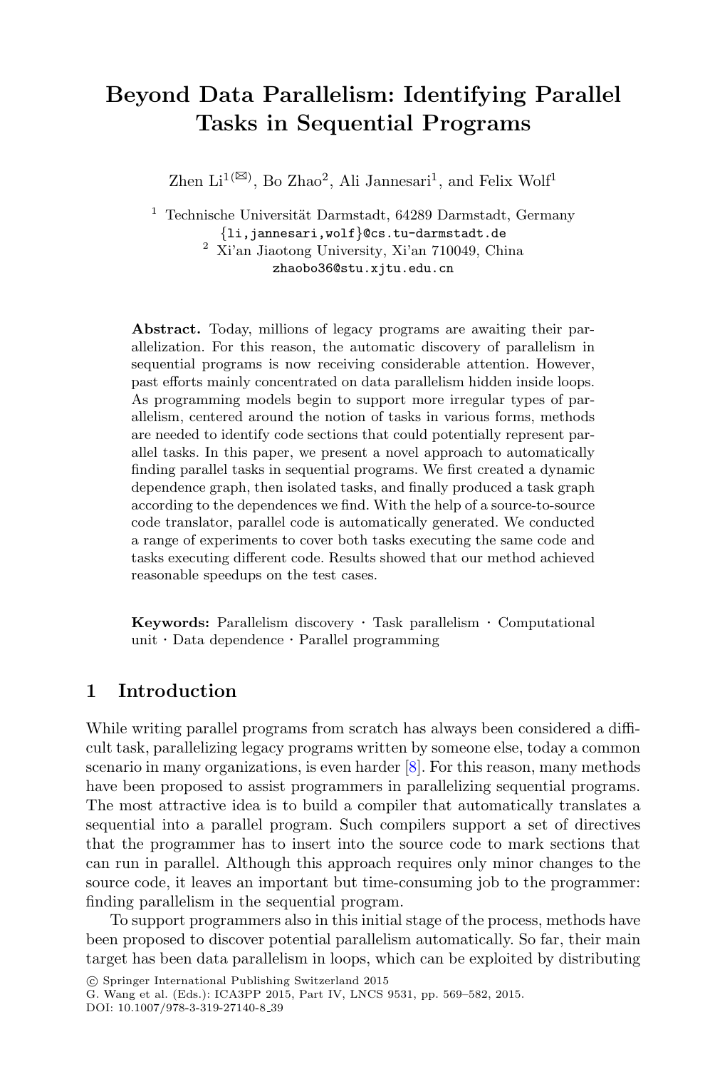# Beyond Data Parallelism: Identifying Parallel Tasks in Sequential Programs

Zhen Li[1(✉)], Bo Zhao[2], Ali Jannesari[1], and Felix Wolf[1]

[1] Technische Universität Darmstadt, 64289 Darmstadt, Germany
{li,jannesari,wolf}@cs.tu-darmstadt.de
[2] Xi'an Jiaotong University, Xi'an 710049, China
zhaobo36@stu.xjtu.edu.cn

**Abstract.** Today, millions of legacy programs are awaiting their parallelization. For this reason, the automatic discovery of parallelism in sequential programs is now receiving considerable attention. However, past efforts mainly concentrated on data parallelism hidden inside loops. As programming models begin to support more irregular types of parallelism, centered around the notion of tasks in various forms, methods are needed to identify code sections that could potentially represent parallel tasks. In this paper, we present a novel approach to automatically finding parallel tasks in sequential programs. We first created a dynamic dependence graph, then isolated tasks, and finally produced a task graph according to the dependences we find. With the help of a source-to-source code translator, parallel code is automatically generated. We conducted a range of experiments to cover both tasks executing the same code and tasks executing different code. Results showed that our method achieved reasonable speedups on the test cases.

**Keywords:** Parallelism discovery · Task parallelism · Computational unit · Data dependence · Parallel programming

## 1 Introduction

While writing parallel programs from scratch has always been considered a difficult task, parallelizing legacy programs written by someone else, today a common scenario in many organizations, is even harder [8]. For this reason, many methods have been proposed to assist programmers in parallelizing sequential programs. The most attractive idea is to build a compiler that automatically translates a sequential into a parallel program. Such compilers support a set of directives that the programmer has to insert into the source code to mark sections that can run in parallel. Although this approach requires only minor changes to the source code, it leaves an important but time-consuming job to the programmer: finding parallelism in the sequential program.

To support programmers also in this initial stage of the process, methods have been proposed to discover potential parallelism automatically. So far, their main target has been data parallelism in loops, which can be exploited by distributing

© Springer International Publishing Switzerland 2015
G. Wang et al. (Eds.): ICA3PP 2015, Part IV, LNCS 9531, pp. 569–582, 2015.
DOI: 10.1007/978-3-319-27140-8_39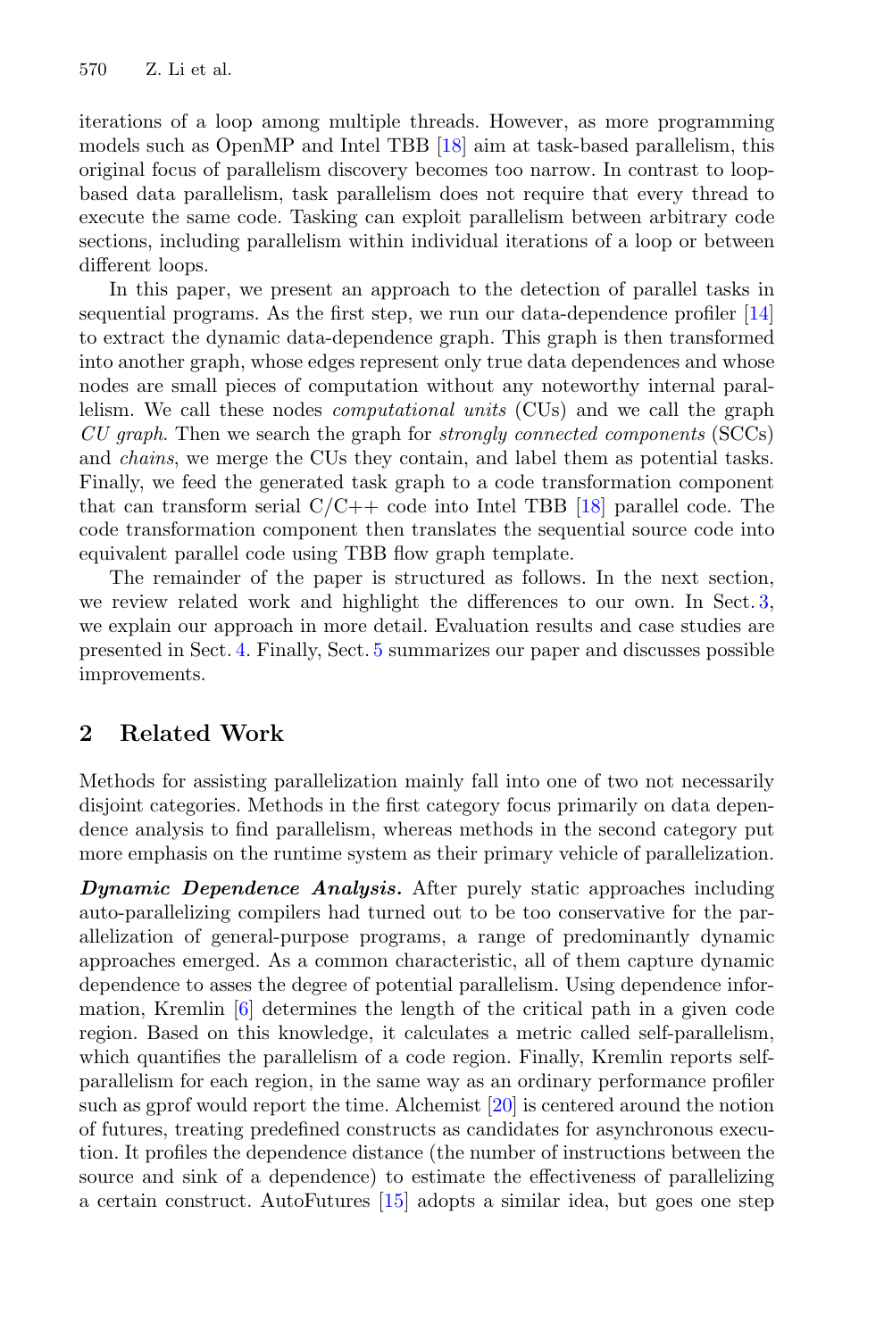iterations of a loop among multiple threads. However, as more programming models such as OpenMP and Intel TBB [18] aim at task-based parallelism, this original focus of parallelism discovery becomes too narrow. In contrast to loop-based data parallelism, task parallelism does not require that every thread to execute the same code. Tasking can exploit parallelism between arbitrary code sections, including parallelism within individual iterations of a loop or between different loops.

In this paper, we present an approach to the detection of parallel tasks in sequential programs. As the first step, we run our data-dependence profiler [14] to extract the dynamic data-dependence graph. This graph is then transformed into another graph, whose edges represent only true data dependences and whose nodes are small pieces of computation without any noteworthy internal parallelism. We call these nodes *computational units* (CUs) and we call the graph *CU graph*. Then we search the graph for *strongly connected components* (SCCs) and *chains*, we merge the CUs they contain, and label them as potential tasks. Finally, we feed the generated task graph to a code transformation component that can transform serial C/C++ code into Intel TBB [18] parallel code. The code transformation component then translates the sequential source code into equivalent parallel code using TBB flow graph template.

The remainder of the paper is structured as follows. In the next section, we review related work and highlight the differences to our own. In Sect. 3, we explain our approach in more detail. Evaluation results and case studies are presented in Sect. 4. Finally, Sect. 5 summarizes our paper and discusses possible improvements.

## 2 Related Work

Methods for assisting parallelization mainly fall into one of two not necessarily disjoint categories. Methods in the first category focus primarily on data dependence analysis to find parallelism, whereas methods in the second category put more emphasis on the runtime system as their primary vehicle of parallelization.

***Dynamic Dependence Analysis.*** After purely static approaches including auto-parallelizing compilers had turned out to be too conservative for the parallelization of general-purpose programs, a range of predominantly dynamic approaches emerged. As a common characteristic, all of them capture dynamic dependence to asses the degree of potential parallelism. Using dependence information, Kremlin [6] determines the length of the critical path in a given code region. Based on this knowledge, it calculates a metric called self-parallelism, which quantifies the parallelism of a code region. Finally, Kremlin reports self-parallelism for each region, in the same way as an ordinary performance profiler such as gprof would report the time. Alchemist [20] is centered around the notion of futures, treating predefined constructs as candidates for asynchronous execution. It profiles the dependence distance (the number of instructions between the source and sink of a dependence) to estimate the effectiveness of parallelizing a certain construct. AutoFutures [15] adopts a similar idea, but goes one step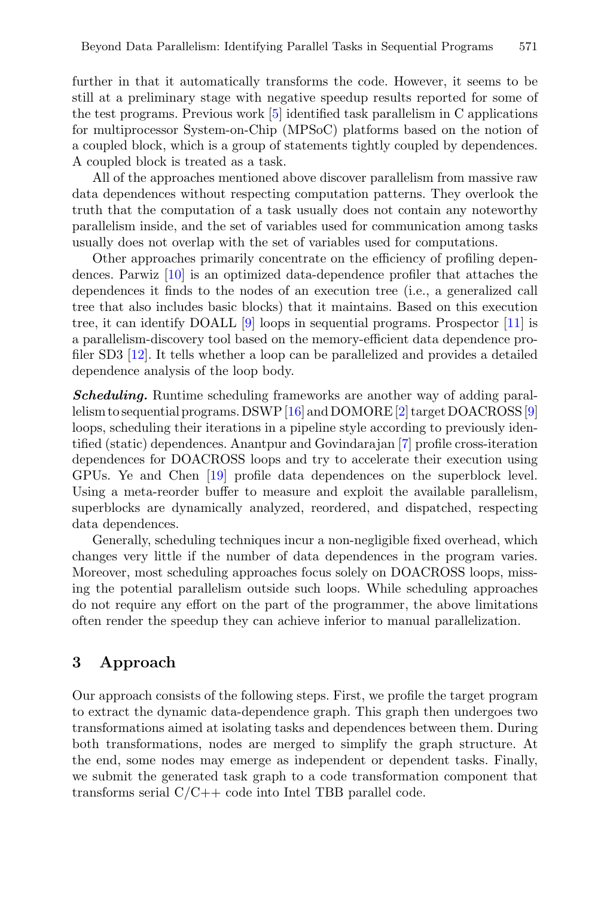further in that it automatically transforms the code. However, it seems to be still at a preliminary stage with negative speedup results reported for some of the test programs. Previous work [5] identified task parallelism in C applications for multiprocessor System-on-Chip (MPSoC) platforms based on the notion of a coupled block, which is a group of statements tightly coupled by dependences. A coupled block is treated as a task.

All of the approaches mentioned above discover parallelism from massive raw data dependences without respecting computation patterns. They overlook the truth that the computation of a task usually does not contain any noteworthy parallelism inside, and the set of variables used for communication among tasks usually does not overlap with the set of variables used for computations.

Other approaches primarily concentrate on the efficiency of profiling dependences. Parwiz [10] is an optimized data-dependence profiler that attaches the dependences it finds to the nodes of an execution tree (i.e., a generalized call tree that also includes basic blocks) that it maintains. Based on this execution tree, it can identify DOALL [9] loops in sequential programs. Prospector [11] is a parallelism-discovery tool based on the memory-efficient data dependence profiler SD3 [12]. It tells whether a loop can be parallelized and provides a detailed dependence analysis of the loop body.

***Scheduling.*** Runtime scheduling frameworks are another way of adding parallelism to sequential programs. DSWP [16] and DOMORE [2] target DOACROSS [9] loops, scheduling their iterations in a pipeline style according to previously identified (static) dependences. Anantpur and Govindarajan [7] profile cross-iteration dependences for DOACROSS loops and try to accelerate their execution using GPUs. Ye and Chen [19] profile data dependences on the superblock level. Using a meta-reorder buffer to measure and exploit the available parallelism, superblocks are dynamically analyzed, reordered, and dispatched, respecting data dependences.

Generally, scheduling techniques incur a non-negligible fixed overhead, which changes very little if the number of data dependences in the program varies. Moreover, most scheduling approaches focus solely on DOACROSS loops, missing the potential parallelism outside such loops. While scheduling approaches do not require any effort on the part of the programmer, the above limitations often render the speedup they can achieve inferior to manual parallelization.

## 3 Approach

Our approach consists of the following steps. First, we profile the target program to extract the dynamic data-dependence graph. This graph then undergoes two transformations aimed at isolating tasks and dependences between them. During both transformations, nodes are merged to simplify the graph structure. At the end, some nodes may emerge as independent or dependent tasks. Finally, we submit the generated task graph to a code transformation component that transforms serial C/C++ code into Intel TBB parallel code.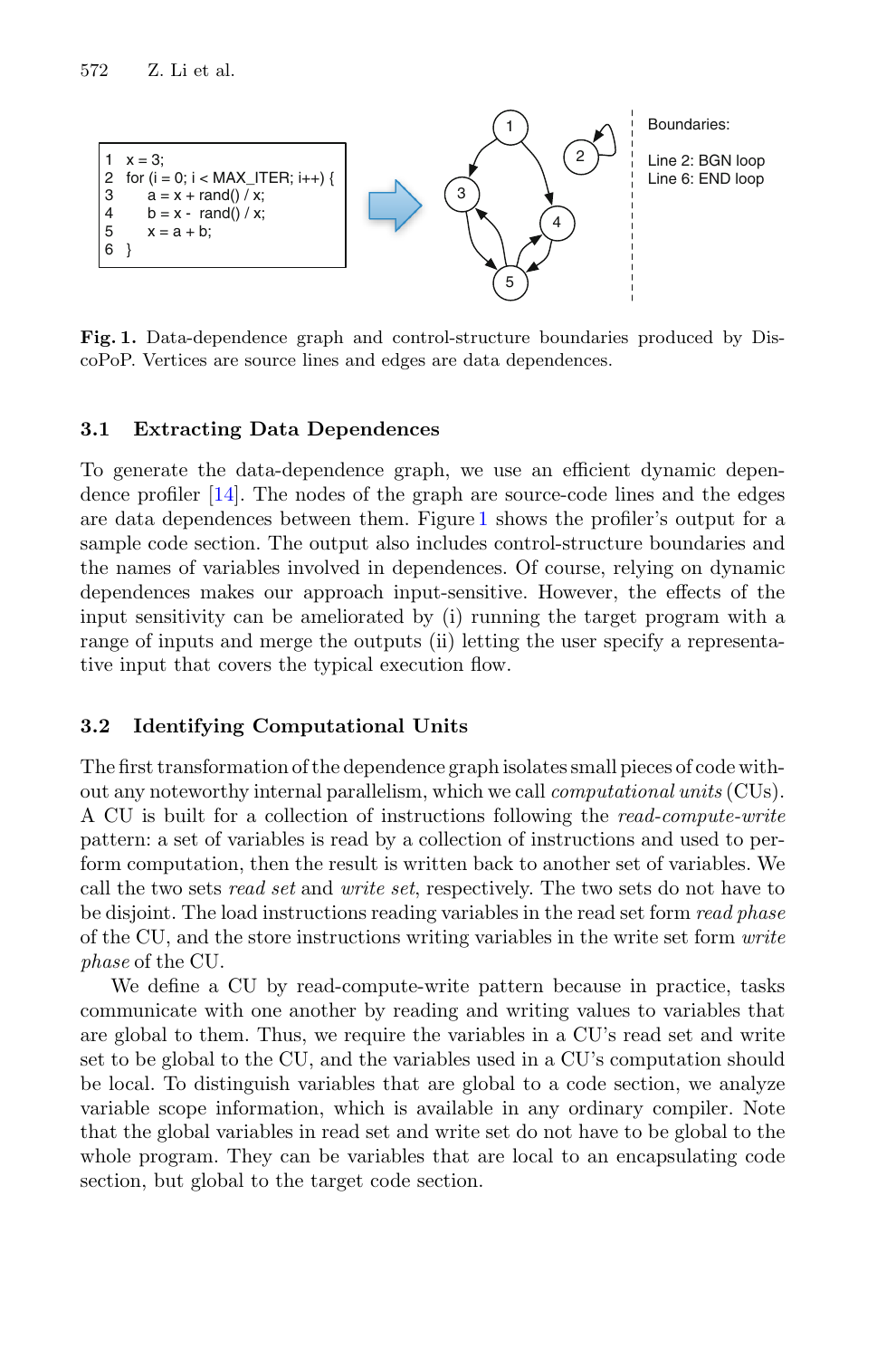```
1  x = 3;
2  for (i = 0; i < MAX_ITER; i++) {
3      a = x + rand() / x;
4      b = x -  rand() / x;
5      x = a + b;
6  }
```

Boundaries:

Line 2: BGN loop
Line 6: END loop

**Fig. 1.** Data-dependence graph and control-structure boundaries produced by DiscoPoP. Vertices are source lines and edges are data dependences.

### 3.1 Extracting Data Dependences

To generate the data-dependence graph, we use an efficient dynamic dependence profiler [14]. The nodes of the graph are source-code lines and the edges are data dependences between them. Figure 1 shows the profiler's output for a sample code section. The output also includes control-structure boundaries and the names of variables involved in dependences. Of course, relying on dynamic dependences makes our approach input-sensitive. However, the effects of the input sensitivity can be ameliorated by (i) running the target program with a range of inputs and merge the outputs (ii) letting the user specify a representative input that covers the typical execution flow.

### 3.2 Identifying Computational Units

The first transformation of the dependence graph isolates small pieces of code without any noteworthy internal parallelism, which we call *computational units* (CUs). A CU is built for a collection of instructions following the *read-compute-write* pattern: a set of variables is read by a collection of instructions and used to perform computation, then the result is written back to another set of variables. We call the two sets *read set* and *write set*, respectively. The two sets do not have to be disjoint. The load instructions reading variables in the read set form *read phase* of the CU, and the store instructions writing variables in the write set form *write phase* of the CU.

We define a CU by read-compute-write pattern because in practice, tasks communicate with one another by reading and writing values to variables that are global to them. Thus, we require the variables in a CU's read set and write set to be global to the CU, and the variables used in a CU's computation should be local. To distinguish variables that are global to a code section, we analyze variable scope information, which is available in any ordinary compiler. Note that the global variables in read set and write set do not have to be global to the whole program. They can be variables that are local to an encapsulating code section, but global to the target code section.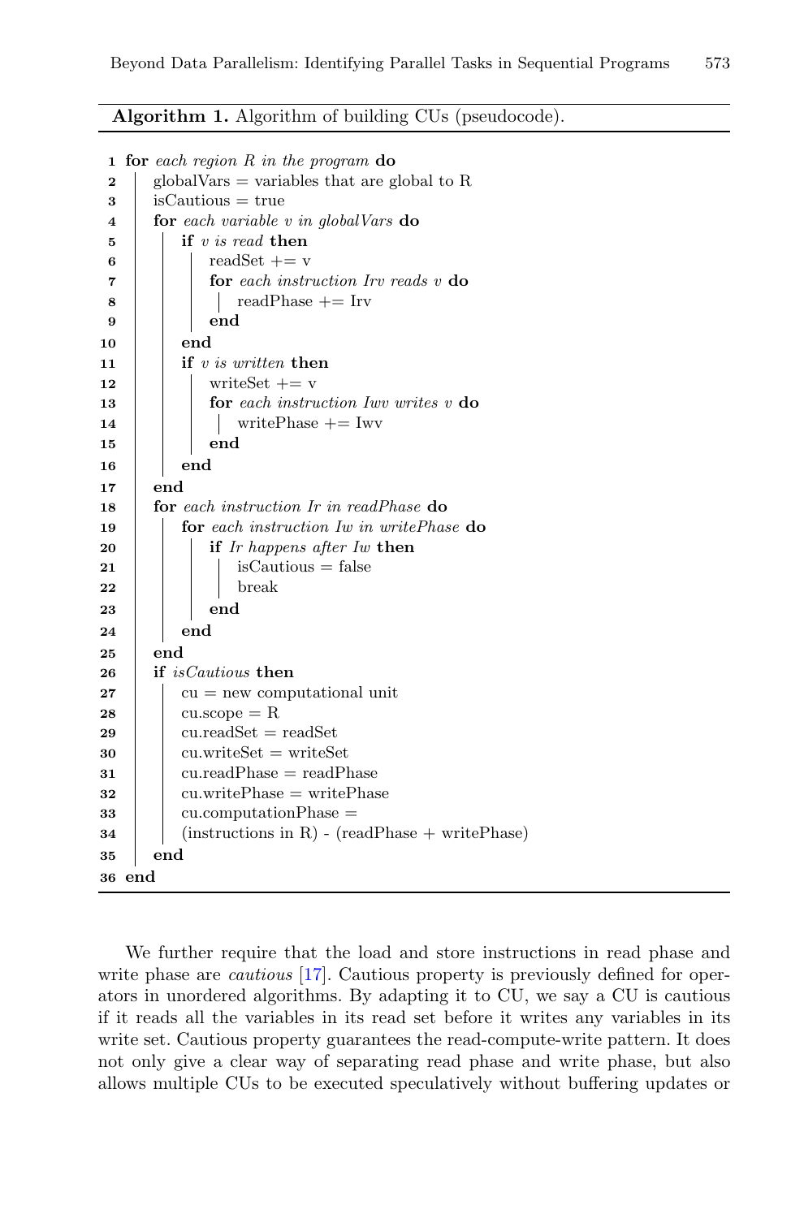**Algorithm 1.** Algorithm of building CUs (pseudocode).

```
1  for each region R in the program do
2      globalVars = variables that are global to R
3      isCautious = true
4      for each variable v in globalVars do
5          if v is read then
6              readSet += v
7              for each instruction Irv reads v do
8                  readPhase += Irv
9              end
10         end
11         if v is written then
12             writeSet += v
13             for each instruction Iwv writes v do
14                 writePhase += Iwv
15             end
16         end
17     end
18     for each instruction Ir in readPhase do
19         for each instruction Iw in writePhase do
20             if Ir happens after Iw then
21                 isCautious = false
22                 break
23             end
24         end
25     end
26     if isCautious then
27         cu = new computational unit
28         cu.scope = R
29         cu.readSet = readSet
30         cu.writeSet = writeSet
31         cu.readPhase = readPhase
32         cu.writePhase = writePhase
33         cu.computationPhase =
34         (instructions in R) - (readPhase + writePhase)
35     end
36 end
```

We further require that the load and store instructions in read phase and write phase are *cautious* [17]. Cautious property is previously defined for operators in unordered algorithms. By adapting it to CU, we say a CU is cautious if it reads all the variables in its read set before it writes any variables in its write set. Cautious property guarantees the read-compute-write pattern. It does not only give a clear way of separating read phase and write phase, but also allows multiple CUs to be executed speculatively without buffering updates or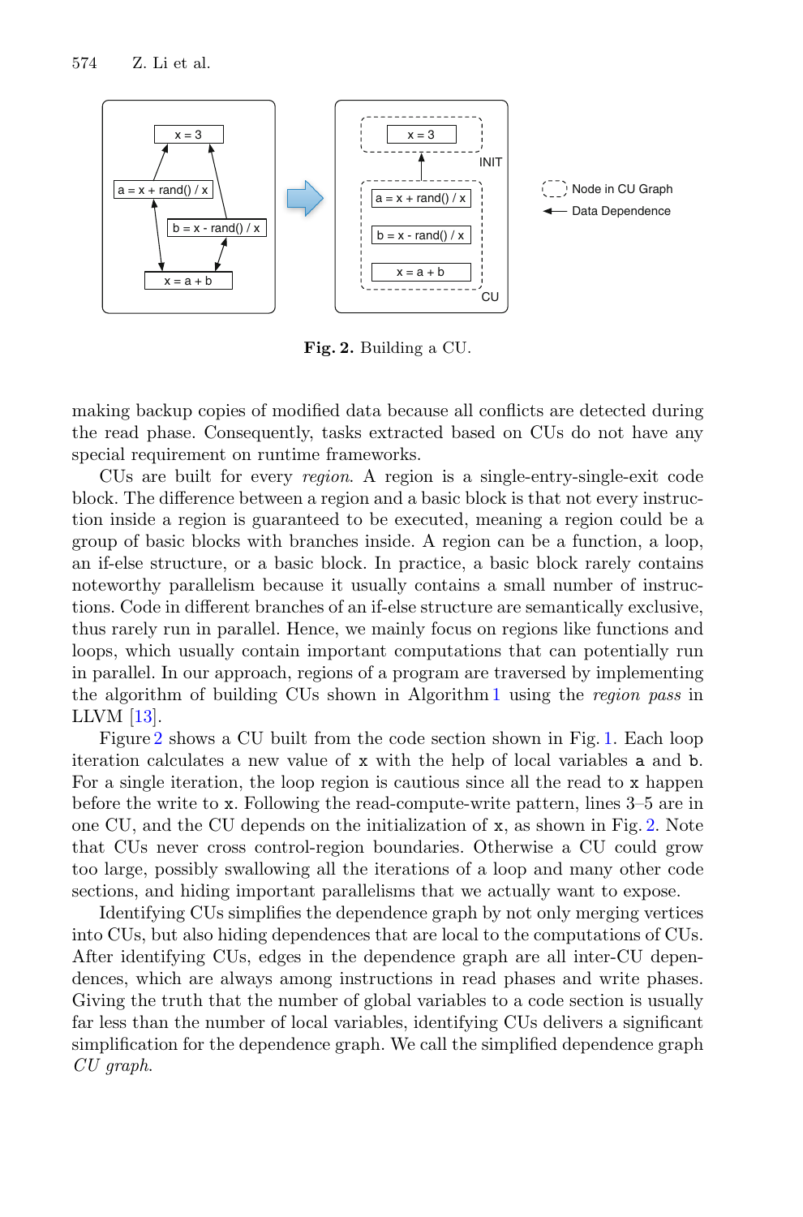Fig. 2. Building a CU.

making backup copies of modified data because all conflicts are detected during the read phase. Consequently, tasks extracted based on CUs do not have any special requirement on runtime frameworks.

CUs are built for every *region*. A region is a single-entry-single-exit code block. The difference between a region and a basic block is that not every instruction inside a region is guaranteed to be executed, meaning a region could be a group of basic blocks with branches inside. A region can be a function, a loop, an if-else structure, or a basic block. In practice, a basic block rarely contains noteworthy parallelism because it usually contains a small number of instructions. Code in different branches of an if-else structure are semantically exclusive, thus rarely run in parallel. Hence, we mainly focus on regions like functions and loops, which usually contain important computations that can potentially run in parallel. In our approach, regions of a program are traversed by implementing the algorithm of building CUs shown in Algorithm 1 using the *region pass* in LLVM [13].

Figure 2 shows a CU built from the code section shown in Fig. 1. Each loop iteration calculates a new value of `x` with the help of local variables `a` and `b`. For a single iteration, the loop region is cautious since all the read to `x` happen before the write to `x`. Following the read-compute-write pattern, lines 3–5 are in one CU, and the CU depends on the initialization of `x`, as shown in Fig. 2. Note that CUs never cross control-region boundaries. Otherwise a CU could grow too large, possibly swallowing all the iterations of a loop and many other code sections, and hiding important parallelisms that we actually want to expose.

Identifying CUs simplifies the dependence graph by not only merging vertices into CUs, but also hiding dependences that are local to the computations of CUs. After identifying CUs, edges in the dependence graph are all inter-CU dependences, which are always among instructions in read phases and write phases. Giving the truth that the number of global variables to a code section is usually far less than the number of local variables, identifying CUs delivers a significant simplification for the dependence graph. We call the simplified dependence graph *CU graph*.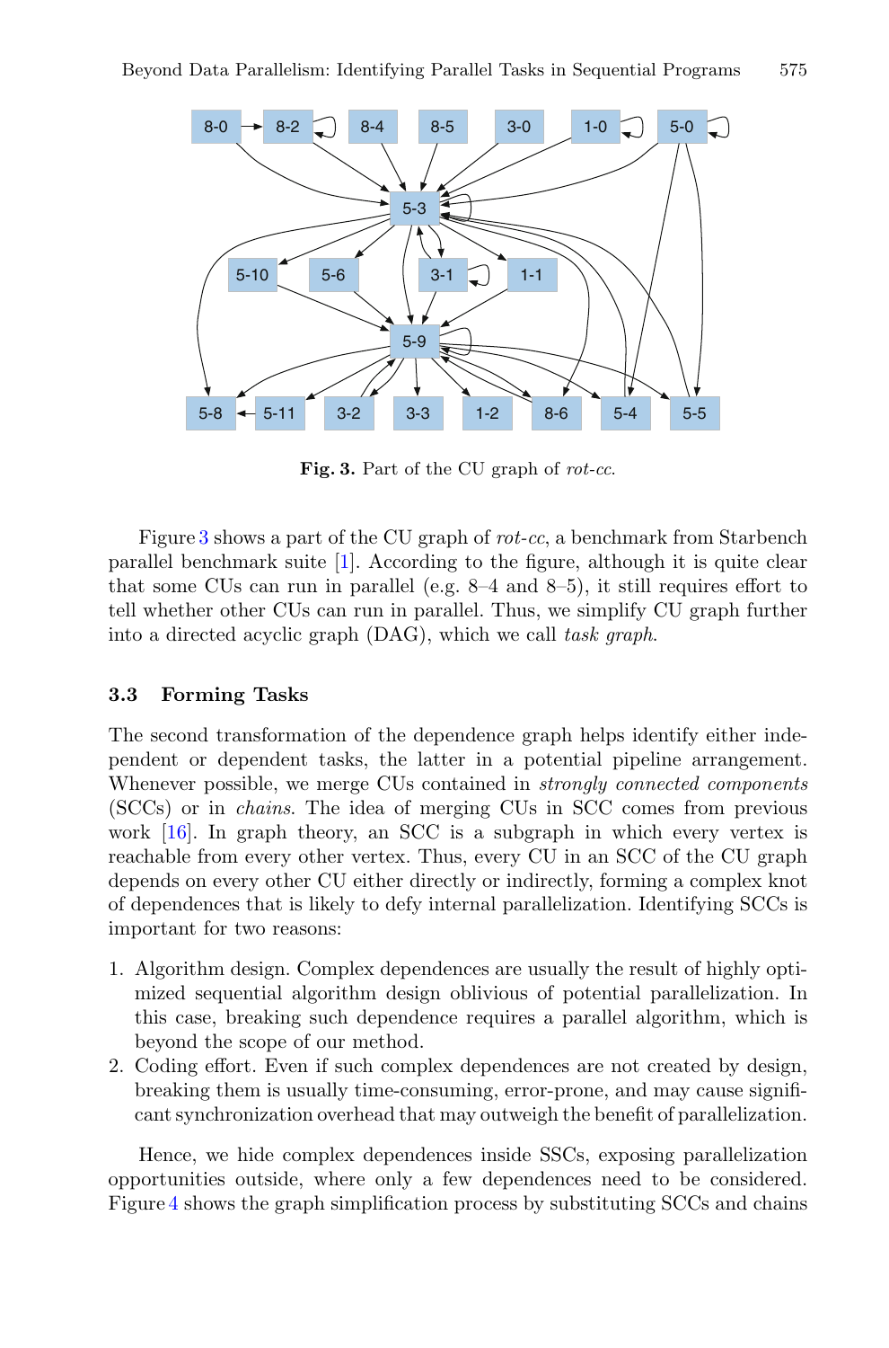**Fig. 3.** Part of the CU graph of *rot-cc*.

Figure 3 shows a part of the CU graph of *rot-cc*, a benchmark from Starbench parallel benchmark suite [1]. According to the figure, although it is quite clear that some CUs can run in parallel (e.g. 8–4 and 8–5), it still requires effort to tell whether other CUs can run in parallel. Thus, we simplify CU graph further into a directed acyclic graph (DAG), which we call *task graph*.

### 3.3 Forming Tasks

The second transformation of the dependence graph helps identify either independent or dependent tasks, the latter in a potential pipeline arrangement. Whenever possible, we merge CUs contained in *strongly connected components* (SCCs) or in *chains*. The idea of merging CUs in SCC comes from previous work [16]. In graph theory, an SCC is a subgraph in which every vertex is reachable from every other vertex. Thus, every CU in an SCC of the CU graph depends on every other CU either directly or indirectly, forming a complex knot of dependences that is likely to defy internal parallelization. Identifying SCCs is important for two reasons:

1. Algorithm design. Complex dependences are usually the result of highly optimized sequential algorithm design oblivious of potential parallelization. In this case, breaking such dependence requires a parallel algorithm, which is beyond the scope of our method.
2. Coding effort. Even if such complex dependences are not created by design, breaking them is usually time-consuming, error-prone, and may cause significant synchronization overhead that may outweigh the benefit of parallelization.

Hence, we hide complex dependences inside SSCs, exposing parallelization opportunities outside, where only a few dependences need to be considered. Figure 4 shows the graph simplification process by substituting SCCs and chains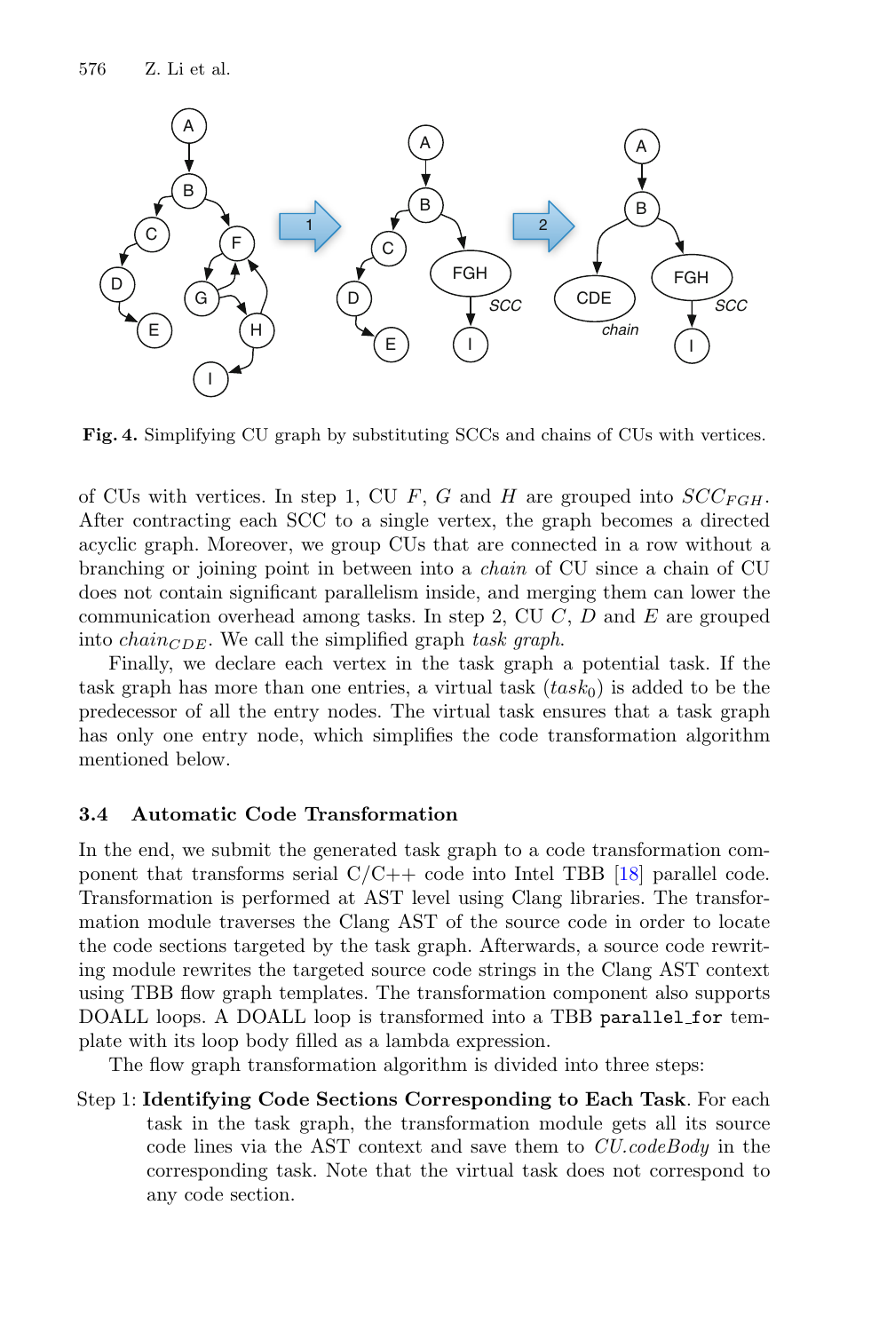**Fig. 4.** Simplifying CU graph by substituting SCCs and chains of CUs with vertices.

of CUs with vertices. In step 1, CU $F$, $G$ and $H$ are grouped into $SCC_{FGH}$. After contracting each SCC to a single vertex, the graph becomes a directed acyclic graph. Moreover, we group CUs that are connected in a row without a branching or joining point in between into a *chain* of CU since a chain of CU does not contain significant parallelism inside, and merging them can lower the communication overhead among tasks. In step 2, CU $C$, $D$ and $E$ are grouped into $chain_{CDE}$. We call the simplified graph *task graph*.

Finally, we declare each vertex in the task graph a potential task. If the task graph has more than one entries, a virtual task ($task_0$) is added to be the predecessor of all the entry nodes. The virtual task ensures that a task graph has only one entry node, which simplifies the code transformation algorithm mentioned below.

### 3.4 Automatic Code Transformation

In the end, we submit the generated task graph to a code transformation component that transforms serial C/C++ code into Intel TBB [18] parallel code. Transformation is performed at AST level using Clang libraries. The transformation module traverses the Clang AST of the source code in order to locate the code sections targeted by the task graph. Afterwards, a source code rewriting module rewrites the targeted source code strings in the Clang AST context using TBB flow graph templates. The transformation component also supports DOALL loops. A DOALL loop is transformed into a TBB `parallel_for` template with its loop body filled as a lambda expression.

The flow graph transformation algorithm is divided into three steps:

Step 1: **Identifying Code Sections Corresponding to Each Task**. For each task in the task graph, the transformation module gets all its source code lines via the AST context and save them to *CU.codeBody* in the corresponding task. Note that the virtual task does not correspond to any code section.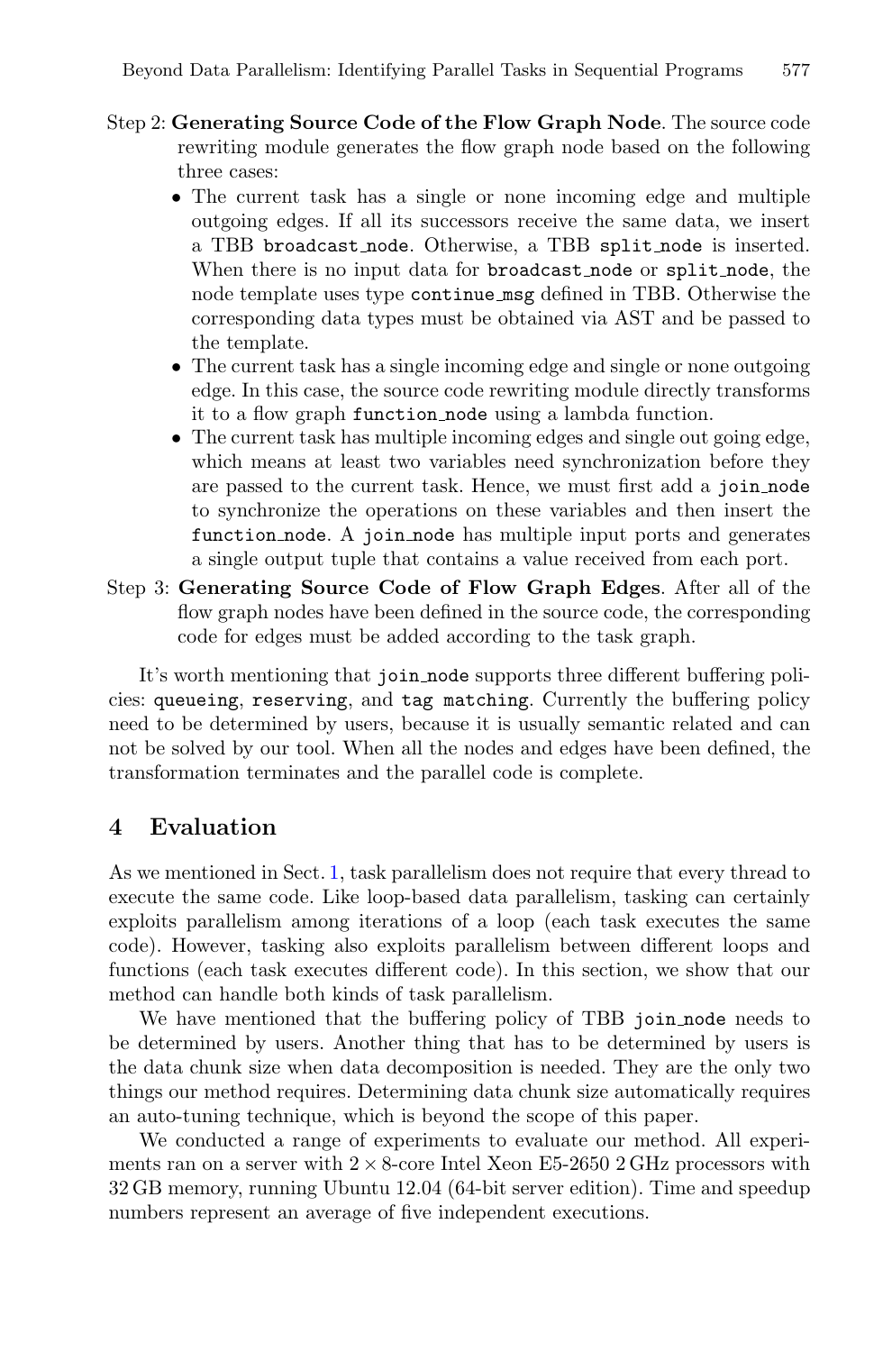Step 2: **Generating Source Code of the Flow Graph Node**. The source code rewriting module generates the flow graph node based on the following three cases:

- The current task has a single or none incoming edge and multiple outgoing edges. If all its successors receive the same data, we insert a TBB `broadcast_node`. Otherwise, a TBB `split_node` is inserted. When there is no input data for `broadcast_node` or `split_node`, the node template uses type `continue_msg` defined in TBB. Otherwise the corresponding data types must be obtained via AST and be passed to the template.
- The current task has a single incoming edge and single or none outgoing edge. In this case, the source code rewriting module directly transforms it to a flow graph `function_node` using a lambda function.
- The current task has multiple incoming edges and single out going edge, which means at least two variables need synchronization before they are passed to the current task. Hence, we must first add a `join_node` to synchronize the operations on these variables and then insert the `function_node`. A `join_node` has multiple input ports and generates a single output tuple that contains a value received from each port.

Step 3: **Generating Source Code of Flow Graph Edges**. After all of the flow graph nodes have been defined in the source code, the corresponding code for edges must be added according to the task graph.

It's worth mentioning that `join_node` supports three different buffering policies: `queueing`, `reserving`, and `tag matching`. Currently the buffering policy need to be determined by users, because it is usually semantic related and can not be solved by our tool. When all the nodes and edges have been defined, the transformation terminates and the parallel code is complete.

## 4 Evaluation

As we mentioned in Sect. 1, task parallelism does not require that every thread to execute the same code. Like loop-based data parallelism, tasking can certainly exploits parallelism among iterations of a loop (each task executes the same code). However, tasking also exploits parallelism between different loops and functions (each task executes different code). In this section, we show that our method can handle both kinds of task parallelism.

We have mentioned that the buffering policy of TBB `join_node` needs to be determined by users. Another thing that has to be determined by users is the data chunk size when data decomposition is needed. They are the only two things our method requires. Determining data chunk size automatically requires an auto-tuning technique, which is beyond the scope of this paper.

We conducted a range of experiments to evaluate our method. All experiments ran on a server with $2 \times 8$-core Intel Xeon E5-2650 2 GHz processors with 32 GB memory, running Ubuntu 12.04 (64-bit server edition). Time and speedup numbers represent an average of five independent executions.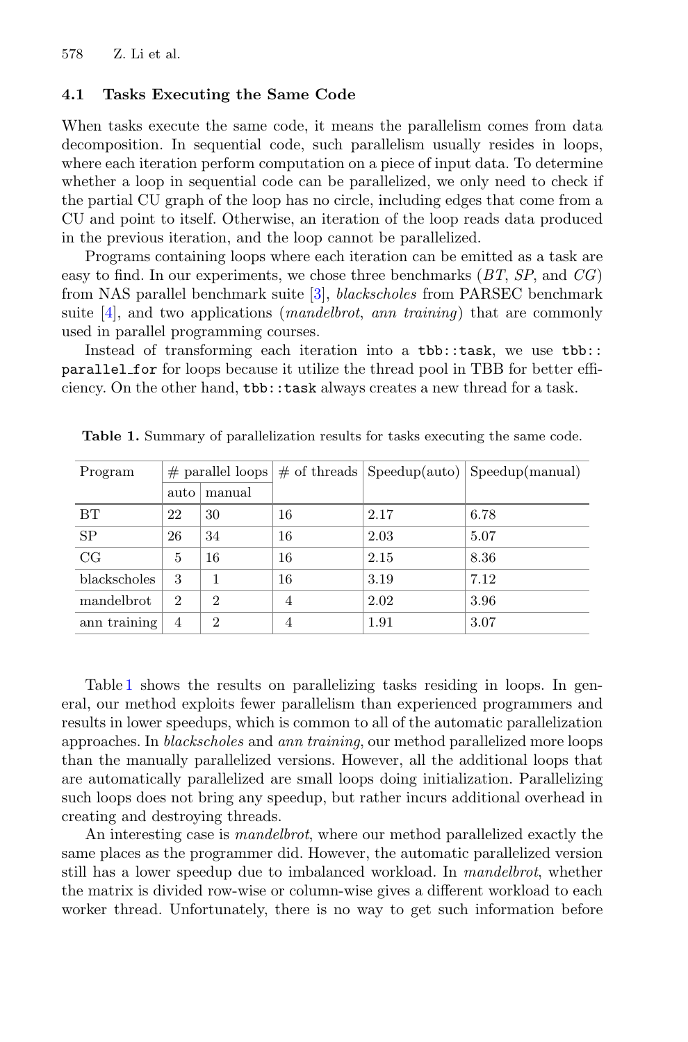### 4.1 Tasks Executing the Same Code

When tasks execute the same code, it means the parallelism comes from data decomposition. In sequential code, such parallelism usually resides in loops, where each iteration perform computation on a piece of input data. To determine whether a loop in sequential code can be parallelized, we only need to check if the partial CU graph of the loop has no circle, including edges that come from a CU and point to itself. Otherwise, an iteration of the loop reads data produced in the previous iteration, and the loop cannot be parallelized.

Programs containing loops where each iteration can be emitted as a task are easy to find. In our experiments, we chose three benchmarks (*BT*, *SP*, and *CG*) from NAS parallel benchmark suite [3], *blackscholes* from PARSEC benchmark suite [4], and two applications (*mandelbrot*, *ann training*) that are commonly used in parallel programming courses.

Instead of transforming each iteration into a `tbb::task`, we use `tbb::parallel_for` for loops because it utilize the thread pool in TBB for better efficiency. On the other hand, `tbb::task` always creates a new thread for a task.

**Table 1.** Summary of parallelization results for tasks executing the same code.

| Program | # parallel loops | | # of threads | Speedup(auto) | Speedup(manual) |
|---|---|---|---|---|---|
| | auto | manual | | | |
| BT | 22 | 30 | 16 | 2.17 | 6.78 |
| SP | 26 | 34 | 16 | 2.03 | 5.07 |
| CG | 5 | 16 | 16 | 2.15 | 8.36 |
| blackscholes | 3 | 1 | 16 | 3.19 | 7.12 |
| mandelbrot | 2 | 2 | 4 | 2.02 | 3.96 |
| ann training | 4 | 2 | 4 | 1.91 | 3.07 |

Table 1 shows the results on parallelizing tasks residing in loops. In general, our method exploits fewer parallelism than experienced programmers and results in lower speedups, which is common to all of the automatic parallelization approaches. In *blackscholes* and *ann training*, our method parallelized more loops than the manually parallelized versions. However, all the additional loops that are automatically parallelized are small loops doing initialization. Parallelizing such loops does not bring any speedup, but rather incurs additional overhead in creating and destroying threads.

An interesting case is *mandelbrot*, where our method parallelized exactly the same places as the programmer did. However, the automatic parallelized version still has a lower speedup due to imbalanced workload. In *mandelbrot*, whether the matrix is divided row-wise or column-wise gives a different workload to each worker thread. Unfortunately, there is no way to get such information before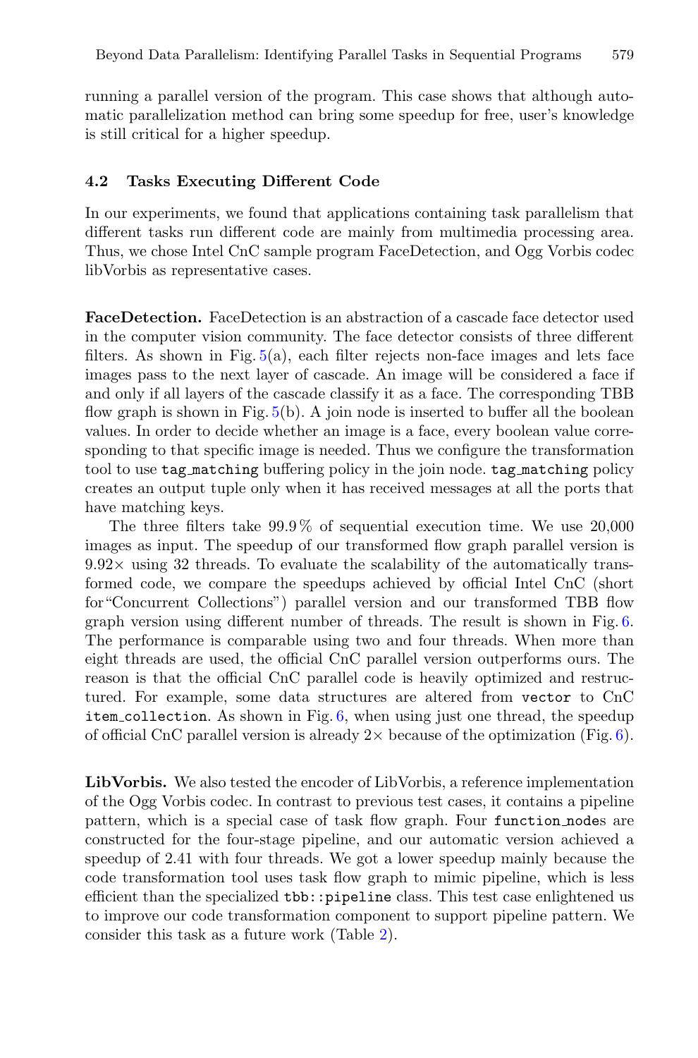running a parallel version of the program. This case shows that although automatic parallelization method can bring some speedup for free, user's knowledge is still critical for a higher speedup.

### 4.2 Tasks Executing Different Code

In our experiments, we found that applications containing task parallelism that different tasks run different code are mainly from multimedia processing area. Thus, we chose Intel CnC sample program FaceDetection, and Ogg Vorbis codec libVorbis as representative cases.

**FaceDetection.** FaceDetection is an abstraction of a cascade face detector used in the computer vision community. The face detector consists of three different filters. As shown in Fig. 5(a), each filter rejects non-face images and lets face images pass to the next layer of cascade. An image will be considered a face if and only if all layers of the cascade classify it as a face. The corresponding TBB flow graph is shown in Fig. 5(b). A join node is inserted to buffer all the boolean values. In order to decide whether an image is a face, every boolean value corresponding to that specific image is needed. Thus we configure the transformation tool to use `tag_matching` buffering policy in the join node. `tag_matching` policy creates an output tuple only when it has received messages at all the ports that have matching keys.

The three filters take 99.9 % of sequential execution time. We use 20,000 images as input. The speedup of our transformed flow graph parallel version is 9.92× using 32 threads. To evaluate the scalability of the automatically transformed code, we compare the speedups achieved by official Intel CnC (short for "Concurrent Collections") parallel version and our transformed TBB flow graph version using different number of threads. The result is shown in Fig. 6. The performance is comparable using two and four threads. When more than eight threads are used, the official CnC parallel version outperforms ours. The reason is that the official CnC parallel code is heavily optimized and restructured. For example, some data structures are altered from `vector` to CnC `item_collection`. As shown in Fig. 6, when using just one thread, the speedup of official CnC parallel version is already 2× because of the optimization (Fig. 6).

**LibVorbis.** We also tested the encoder of LibVorbis, a reference implementation of the Ogg Vorbis codec. In contrast to previous test cases, it contains a pipeline pattern, which is a special case of task flow graph. Four `function_node`s are constructed for the four-stage pipeline, and our automatic version achieved a speedup of 2.41 with four threads. We got a lower speedup mainly because the code transformation tool uses task flow graph to mimic pipeline, which is less efficient than the specialized `tbb::pipeline` class. This test case enlightened us to improve our code transformation component to support pipeline pattern. We consider this task as a future work (Table 2).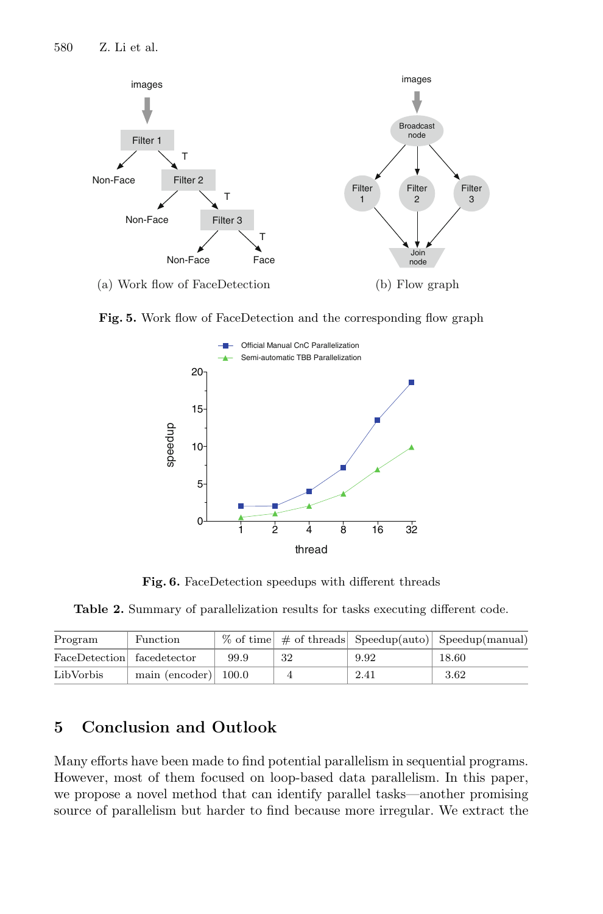(a) Work flow of FaceDetection

(b) Flow graph

**Fig. 5.** Work flow of FaceDetection and the corresponding flow graph

**Fig. 6.** FaceDetection speedups with different threads

**Table 2.** Summary of parallelization results for tasks executing different code.

| Program | Function | % of time | # of threads | Speedup(auto) | Speedup(manual) |
|---|---|---|---|---|---|
| FaceDetection | facedetector | 99.9 | 32 | 9.92 | 18.60 |
| LibVorbis | main (encoder) | 100.0 | 4 | 2.41 | 3.62 |

## 5 Conclusion and Outlook

Many efforts have been made to find potential parallelism in sequential programs. However, most of them focused on loop-based data parallelism. In this paper, we propose a novel method that can identify parallel tasks—another promising source of parallelism but harder to find because more irregular. We extract the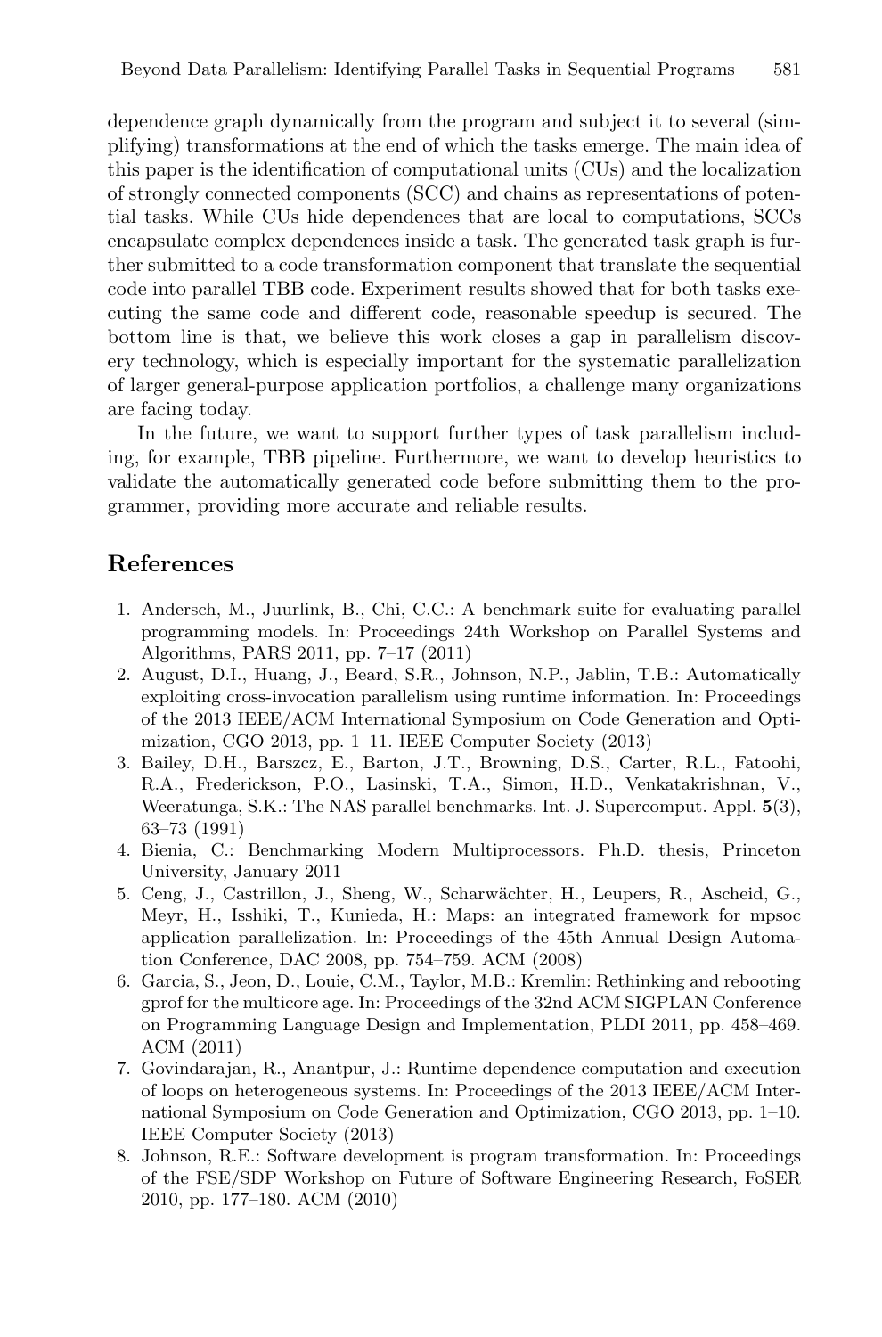dependence graph dynamically from the program and subject it to several (simplifying) transformations at the end of which the tasks emerge. The main idea of this paper is the identification of computational units (CUs) and the localization of strongly connected components (SCC) and chains as representations of potential tasks. While CUs hide dependences that are local to computations, SCCs encapsulate complex dependences inside a task. The generated task graph is further submitted to a code transformation component that translate the sequential code into parallel TBB code. Experiment results showed that for both tasks executing the same code and different code, reasonable speedup is secured. The bottom line is that, we believe this work closes a gap in parallelism discovery technology, which is especially important for the systematic parallelization of larger general-purpose application portfolios, a challenge many organizations are facing today.

In the future, we want to support further types of task parallelism including, for example, TBB pipeline. Furthermore, we want to develop heuristics to validate the automatically generated code before submitting them to the programmer, providing more accurate and reliable results.

## References

1. Andersch, M., Juurlink, B., Chi, C.C.: A benchmark suite for evaluating parallel programming models. In: Proceedings 24th Workshop on Parallel Systems and Algorithms, PARS 2011, pp. 7–17 (2011)
2. August, D.I., Huang, J., Beard, S.R., Johnson, N.P., Jablin, T.B.: Automatically exploiting cross-invocation parallelism using runtime information. In: Proceedings of the 2013 IEEE/ACM International Symposium on Code Generation and Optimization, CGO 2013, pp. 1–11. IEEE Computer Society (2013)
3. Bailey, D.H., Barszcz, E., Barton, J.T., Browning, D.S., Carter, R.L., Fatoohi, R.A., Frederickson, P.O., Lasinski, T.A., Simon, H.D., Venkatakrishnan, V., Weeratunga, S.K.: The NAS parallel benchmarks. Int. J. Supercomput. Appl. **5**(3), 63–73 (1991)
4. Bienia, C.: Benchmarking Modern Multiprocessors. Ph.D. thesis, Princeton University, January 2011
5. Ceng, J., Castrillon, J., Sheng, W., Scharwächter, H., Leupers, R., Ascheid, G., Meyr, H., Isshiki, T., Kunieda, H.: Maps: an integrated framework for mpsoc application parallelization. In: Proceedings of the 45th Annual Design Automation Conference, DAC 2008, pp. 754–759. ACM (2008)
6. Garcia, S., Jeon, D., Louie, C.M., Taylor, M.B.: Kremlin: Rethinking and rebooting gprof for the multicore age. In: Proceedings of the 32nd ACM SIGPLAN Conference on Programming Language Design and Implementation, PLDI 2011, pp. 458–469. ACM (2011)
7. Govindarajan, R., Anantpur, J.: Runtime dependence computation and execution of loops on heterogeneous systems. In: Proceedings of the 2013 IEEE/ACM International Symposium on Code Generation and Optimization, CGO 2013, pp. 1–10. IEEE Computer Society (2013)
8. Johnson, R.E.: Software development is program transformation. In: Proceedings of the FSE/SDP Workshop on Future of Software Engineering Research, FoSER 2010, pp. 177–180. ACM (2010)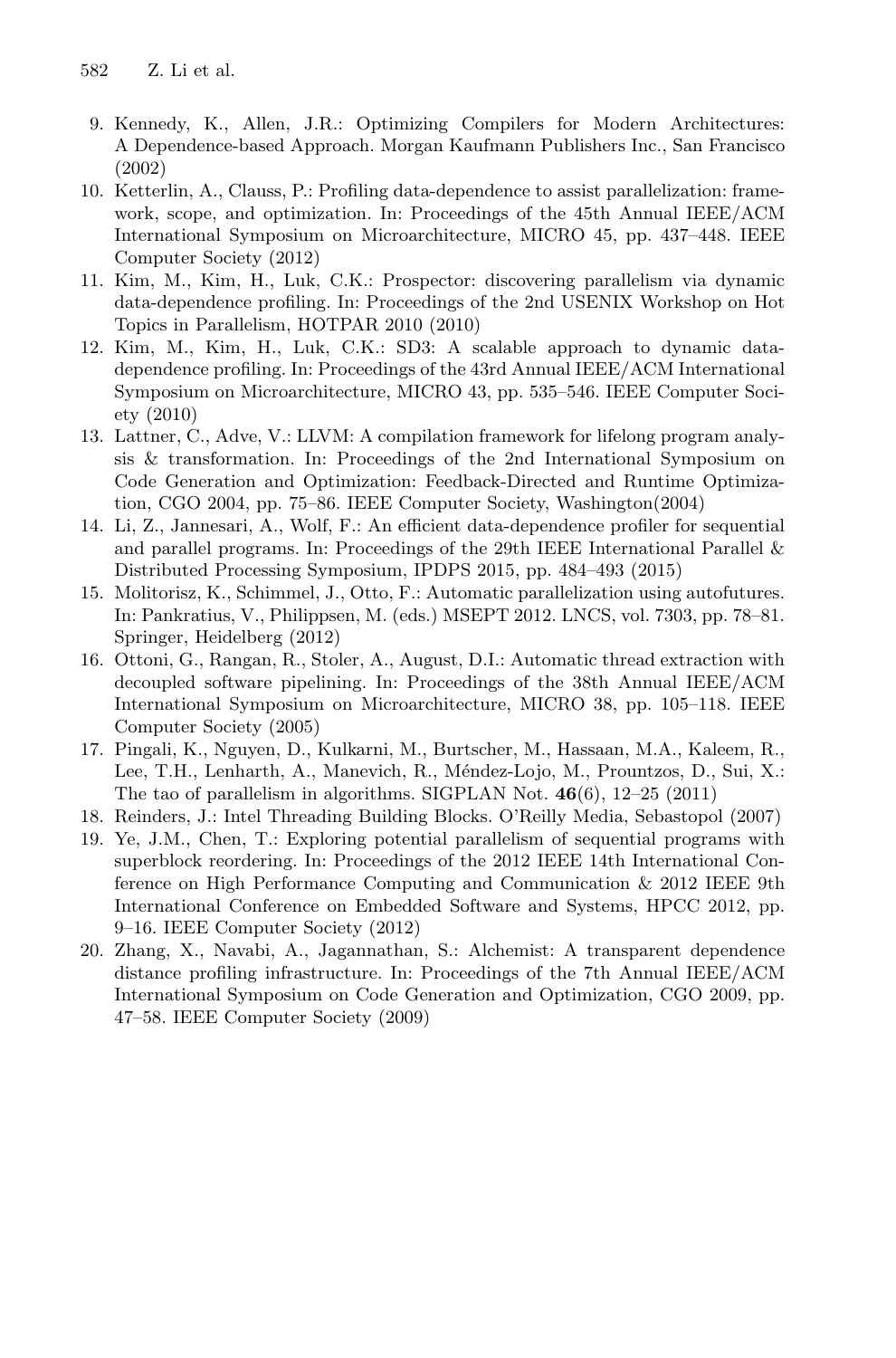9. Kennedy, K., Allen, J.R.: Optimizing Compilers for Modern Architectures: A Dependence-based Approach. Morgan Kaufmann Publishers Inc., San Francisco (2002)
10. Ketterlin, A., Clauss, P.: Profiling data-dependence to assist parallelization: framework, scope, and optimization. In: Proceedings of the 45th Annual IEEE/ACM International Symposium on Microarchitecture, MICRO 45, pp. 437–448. IEEE Computer Society (2012)
11. Kim, M., Kim, H., Luk, C.K.: Prospector: discovering parallelism via dynamic data-dependence profiling. In: Proceedings of the 2nd USENIX Workshop on Hot Topics in Parallelism, HOTPAR 2010 (2010)
12. Kim, M., Kim, H., Luk, C.K.: SD3: A scalable approach to dynamic data-dependence profiling. In: Proceedings of the 43rd Annual IEEE/ACM International Symposium on Microarchitecture, MICRO 43, pp. 535–546. IEEE Computer Society (2010)
13. Lattner, C., Adve, V.: LLVM: A compilation framework for lifelong program analysis & transformation. In: Proceedings of the 2nd International Symposium on Code Generation and Optimization: Feedback-Directed and Runtime Optimization, CGO 2004, pp. 75–86. IEEE Computer Society, Washington(2004)
14. Li, Z., Jannesari, A., Wolf, F.: An efficient data-dependence profiler for sequential and parallel programs. In: Proceedings of the 29th IEEE International Parallel & Distributed Processing Symposium, IPDPS 2015, pp. 484–493 (2015)
15. Molitorisz, K., Schimmel, J., Otto, F.: Automatic parallelization using autofutures. In: Pankratius, V., Philippsen, M. (eds.) MSEPT 2012. LNCS, vol. 7303, pp. 78–81. Springer, Heidelberg (2012)
16. Ottoni, G., Rangan, R., Stoler, A., August, D.I.: Automatic thread extraction with decoupled software pipelining. In: Proceedings of the 38th Annual IEEE/ACM International Symposium on Microarchitecture, MICRO 38, pp. 105–118. IEEE Computer Society (2005)
17. Pingali, K., Nguyen, D., Kulkarni, M., Burtscher, M., Hassaan, M.A., Kaleem, R., Lee, T.H., Lenharth, A., Manevich, R., Méndez-Lojo, M., Prountzos, D., Sui, X.: The tao of parallelism in algorithms. SIGPLAN Not. **46**(6), 12–25 (2011)
18. Reinders, J.: Intel Threading Building Blocks. O'Reilly Media, Sebastopol (2007)
19. Ye, J.M., Chen, T.: Exploring potential parallelism of sequential programs with superblock reordering. In: Proceedings of the 2012 IEEE 14th International Conference on High Performance Computing and Communication & 2012 IEEE 9th International Conference on Embedded Software and Systems, HPCC 2012, pp. 9–16. IEEE Computer Society (2012)
20. Zhang, X., Navabi, A., Jagannathan, S.: Alchemist: A transparent dependence distance profiling infrastructure. In: Proceedings of the 7th Annual IEEE/ACM International Symposium on Code Generation and Optimization, CGO 2009, pp. 47–58. IEEE Computer Society (2009)